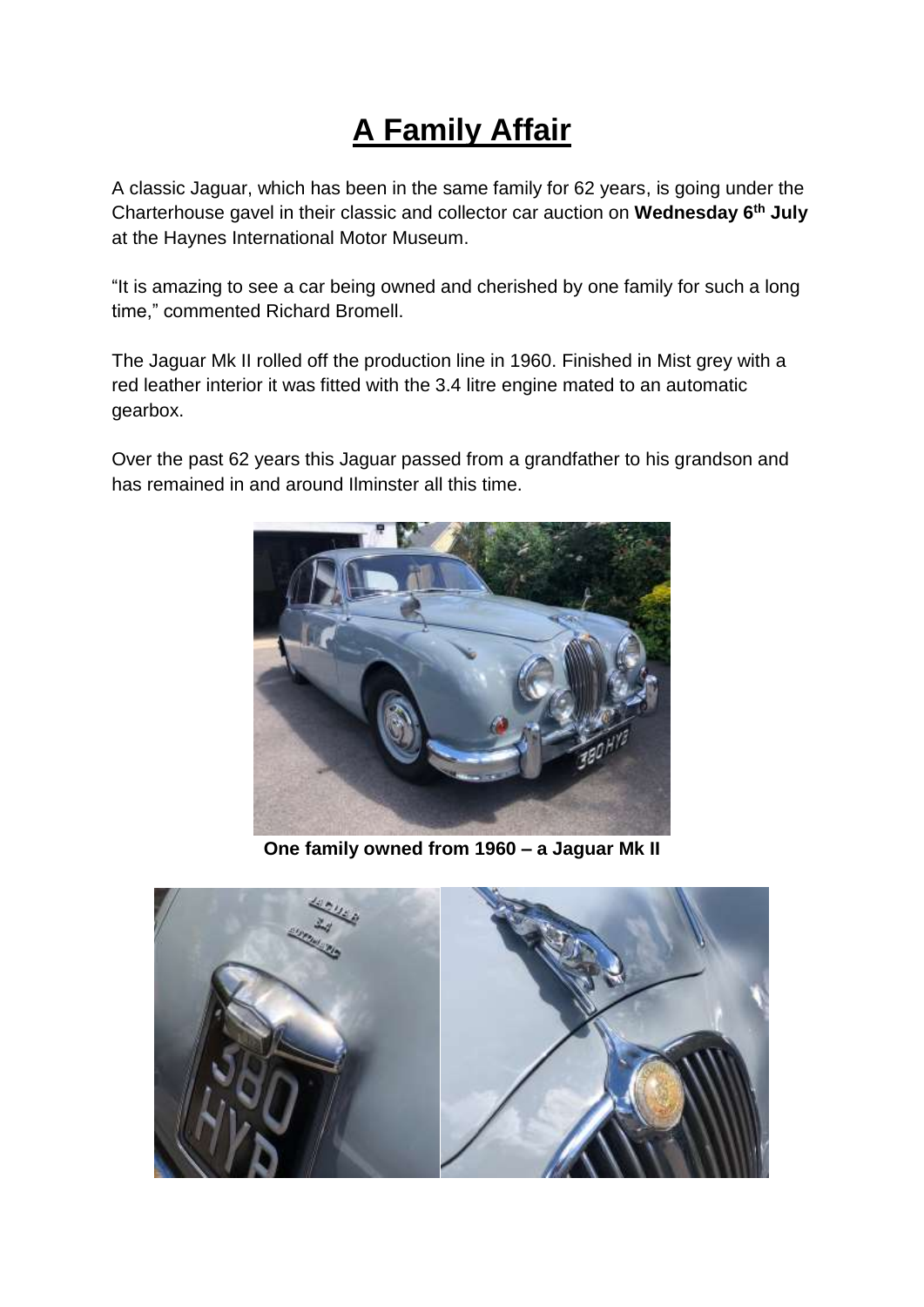# A Family Affair

A classic Jaguar, which has been in the same family for 62 years, is going under the Charterhouse gavel in their classic and collector car auction on **Wednesday 6th July** at the Haynes International Motor Museum.

"It is amazing to see a car being owned and cherished by one family for such a long time," commented Richard Bromell.

The Jaguar Mk II rolled off the production line in 1960. Finished in Mist grey with a red leather interior it was fitted with the 3.4 litre engine mated to an automatic gearbox.

Over the past 62 years this Jaguar passed from a grandfather to his grandson and has remained in and around Ilminster all this time.

**One family owned from 1960 – a Jaguar Mk II**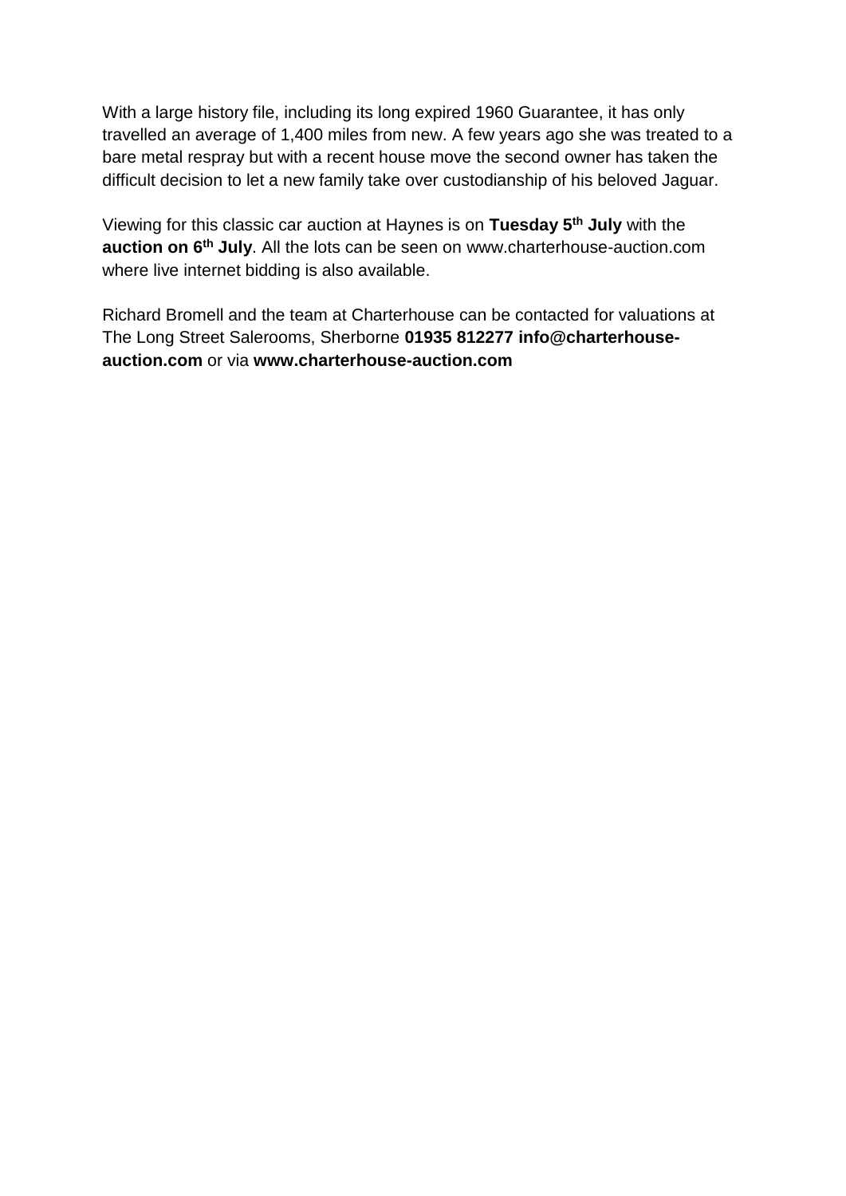With a large history file, including its long expired 1960 Guarantee, it has only travelled an average of 1,400 miles from new. A few years ago she was treated to a bare metal respray but with a recent house move the second owner has taken the difficult decision to let a new family take over custodianship of his beloved Jaguar.

Viewing for this classic car auction at Haynes is on **Tuesday 5th July** with the **auction on 6th July**. All the lots can be seen on www.charterhouse-auction.com where live internet bidding is also available.

Richard Bromell and the team at Charterhouse can be contacted for valuations at The Long Street Salerooms, Sherborne **01935 812277 info@charterhouse-auction.com** or via **www.charterhouse-auction.com**